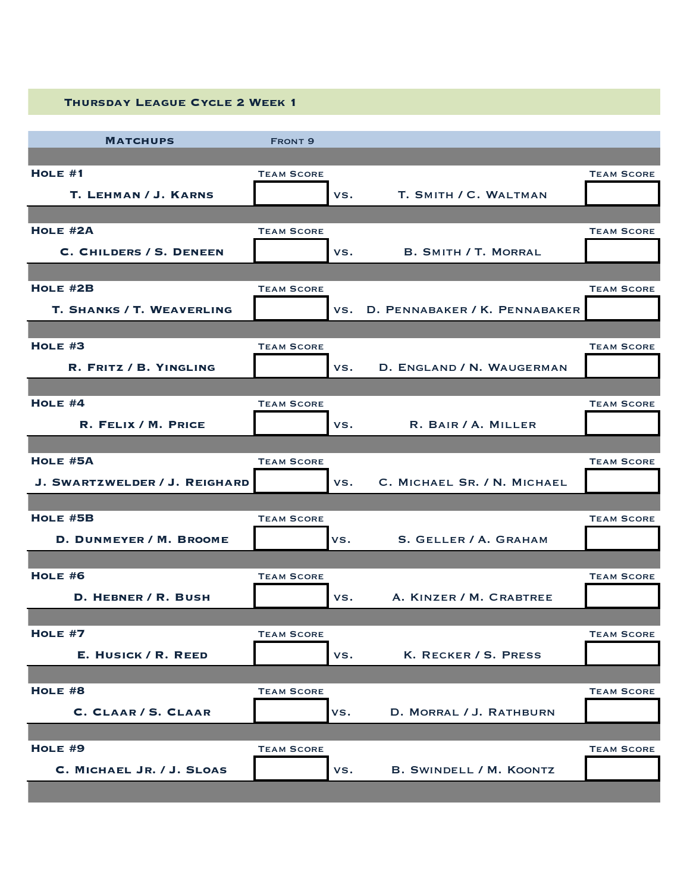# Thursday League Cycle 2 Week 1

## Matchups — Front 9

| Hole | Team | Team Score | | Team | Team Score |
|---|---|---|---|---|---|
| Hole #1 | T. Lehman / J. Karns | | vs. | T. Smith / C. Waltman | |
| Hole #2A | C. Childers / S. Deneen | | vs. | B. Smith / T. Morral | |
| Hole #2B | T. Shanks / T. Weaverling | | vs. | D. Pennabaker / K. Pennabaker | |
| Hole #3 | R. Fritz / B. Yingling | | vs. | D. England / N. Waugerman | |
| Hole #4 | R. Felix / M. Price | | vs. | R. Bair / A. Miller | |
| Hole #5A | J. Swartzwelder / J. Reighard | | vs. | C. Michael Sr. / N. Michael | |
| Hole #5B | D. Dunmeyer / M. Broome | | vs. | S. Geller / A. Graham | |
| Hole #6 | D. Hebner / R. Bush | | vs. | A. Kinzer / M. Crabtree | |
| Hole #7 | E. Husick / R. Reed | | vs. | K. Recker / S. Press | |
| Hole #8 | C. Claar / S. Claar | | vs. | D. Morral / J. Rathburn | |
| Hole #9 | C. Michael Jr. / J. Sloas | | vs. | B. Swindell / M. Koontz | |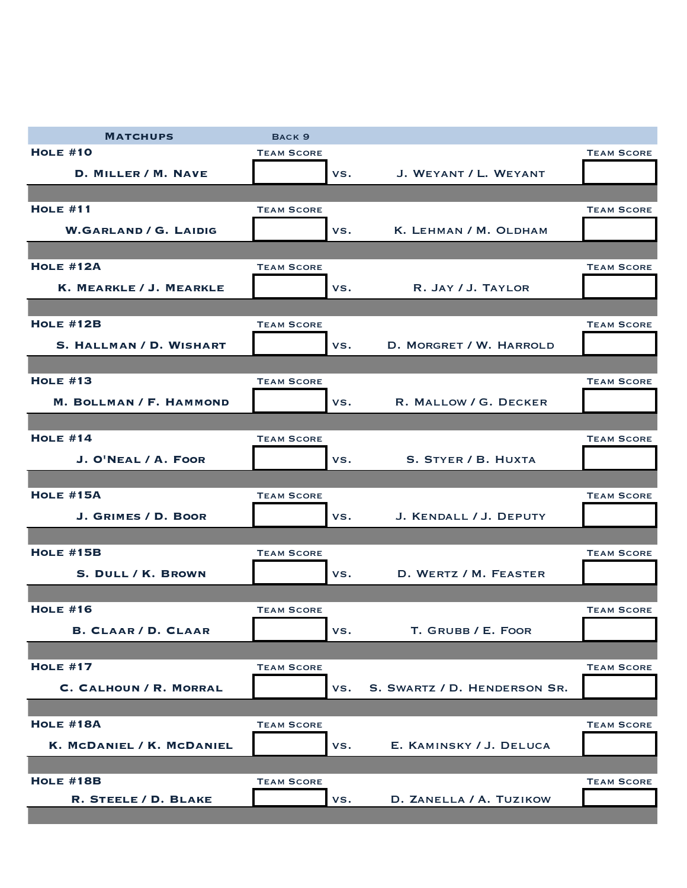| Matchups | Back 9 | | | |
| --- | --- | --- | --- | --- |
| **Hole #10** | Team Score | | | Team Score |
| D. Miller / M. Nave | | vs. | J. Weyant / L. Weyant | |
| **Hole #11** | Team Score | | | Team Score |
| W.Garland / G. Laidig | | vs. | K. Lehman / M. Oldham | |
| **Hole #12A** | Team Score | | | Team Score |
| K. Mearkle / J. Mearkle | | vs. | R. Jay / J. Taylor | |
| **Hole #12B** | Team Score | | | Team Score |
| S. Hallman / D. Wishart | | vs. | D. Morgret / W. Harrold | |
| **Hole #13** | Team Score | | | Team Score |
| M. Bollman / F. Hammond | | vs. | R. Mallow / G. Decker | |
| **Hole #14** | Team Score | | | Team Score |
| J. O'Neal / A. Foor | | vs. | S. Styer / B. Huxta | |
| **Hole #15A** | Team Score | | | Team Score |
| J. Grimes / D. Boor | | vs. | J. Kendall / J. Deputy | |
| **Hole #15B** | Team Score | | | Team Score |
| S. Dull / K. Brown | | vs. | D. Wertz / M. Feaster | |
| **Hole #16** | Team Score | | | Team Score |
| B. Claar / D. Claar | | vs. | T. Grubb / E. Foor | |
| **Hole #17** | Team Score | | | Team Score |
| C. Calhoun / R. Morral | | vs. | S. Swartz / D. Henderson Sr. | |
| **Hole #18A** | Team Score | | | Team Score |
| K. McDaniel / K. McDaniel | | vs. | E. Kaminsky / J. Deluca | |
| **Hole #18B** | Team Score | | | Team Score |
| R. Steele / D. Blake | | vs. | D. Zanella / A. Tuzikow | |